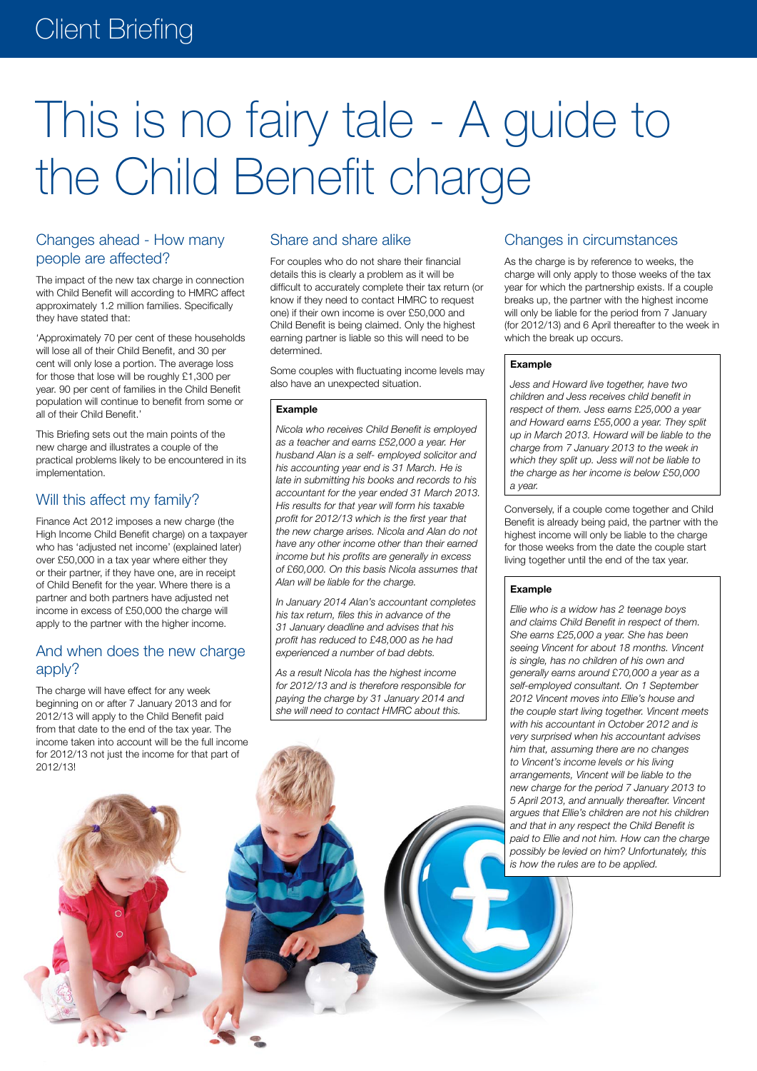Client Briefing

# This is no fairy tale - A guide to the Child Benefit charge

## Changes ahead - How many people are affected?

The impact of the new tax charge in connection with Child Benefit will according to HMRC affect approximately 1.2 million families. Specifically they have stated that:

'Approximately 70 per cent of these households will lose all of their Child Benefit, and 30 per cent will only lose a portion. The average loss for those that lose will be roughly £1,300 per year. 90 per cent of families in the Child Benefit population will continue to benefit from some or all of their Child Benefit.'

This Briefing sets out the main points of the new charge and illustrates a couple of the practical problems likely to be encountered in its implementation.

## Will this affect my family?

Finance Act 2012 imposes a new charge (the High Income Child Benefit charge) on a taxpayer who has 'adjusted net income' (explained later) over £50,000 in a tax year where either they or their partner, if they have one, are in receipt of Child Benefit for the year. Where there is a partner and both partners have adjusted net income in excess of £50,000 the charge will apply to the partner with the higher income.

## And when does the new charge apply?

The charge will have effect for any week beginning on or after 7 January 2013 and for 2012/13 will apply to the Child Benefit paid from that date to the end of the tax year. The income taken into account will be the full income for 2012/13 not just the income for that part of 2012/13!

## Share and share alike

For couples who do not share their financial details this is clearly a problem as it will be difficult to accurately complete their tax return (or know if they need to contact HMRC to request one) if their own income is over £50,000 and Child Benefit is being claimed. Only the highest earning partner is liable so this will need to be determined.

Some couples with fluctuating income levels may also have an unexpected situation.

**Example**

*Nicola who receives Child Benefit is employed as a teacher and earns £52,000 a year. Her husband Alan is a self- employed solicitor and his accounting year end is 31 March. He is late in submitting his books and records to his accountant for the year ended 31 March 2013. His results for that year will form his taxable profit for 2012/13 which is the first year that the new charge arises. Nicola and Alan do not have any other income other than their earned income but his profits are generally in excess of £60,000. On this basis Nicola assumes that Alan will be liable for the charge.*

*In January 2014 Alan's accountant completes his tax return, files this in advance of the 31 January deadline and advises that his profit has reduced to £48,000 as he had experienced a number of bad debts.*

*As a result Nicola has the highest income for 2012/13 and is therefore responsible for paying the charge by 31 January 2014 and she will need to contact HMRC about this.*

## Changes in circumstances

As the charge is by reference to weeks, the charge will only apply to those weeks of the tax year for which the partnership exists. If a couple breaks up, the partner with the highest income will only be liable for the period from 7 January (for 2012/13) and 6 April thereafter to the week in which the break up occurs.

**Example**

*Jess and Howard live together, have two children and Jess receives child benefit in respect of them. Jess earns £25,000 a year and Howard earns £55,000 a year. They split up in March 2013. Howard will be liable to the charge from 7 January 2013 to the week in which they split up. Jess will not be liable to the charge as her income is below £50,000 a year.*

Conversely, if a couple come together and Child Benefit is already being paid, the partner with the highest income will only be liable to the charge for those weeks from the date the couple start living together until the end of the tax year.

**Example**

*Ellie who is a widow has 2 teenage boys and claims Child Benefit in respect of them. She earns £25,000 a year. She has been seeing Vincent for about 18 months. Vincent is single, has no children of his own and generally earns around £70,000 a year as a self-employed consultant. On 1 September 2012 Vincent moves into Ellie's house and the couple start living together. Vincent meets with his accountant in October 2012 and is very surprised when his accountant advises him that, assuming there are no changes to Vincent's income levels or his living arrangements, Vincent will be liable to the new charge for the period 7 January 2013 to 5 April 2013, and annually thereafter. Vincent argues that Ellie's children are not his children and that in any respect the Child Benefit is paid to Ellie and not him. How can the charge possibly be levied on him? Unfortunately, this is how the rules are to be applied.*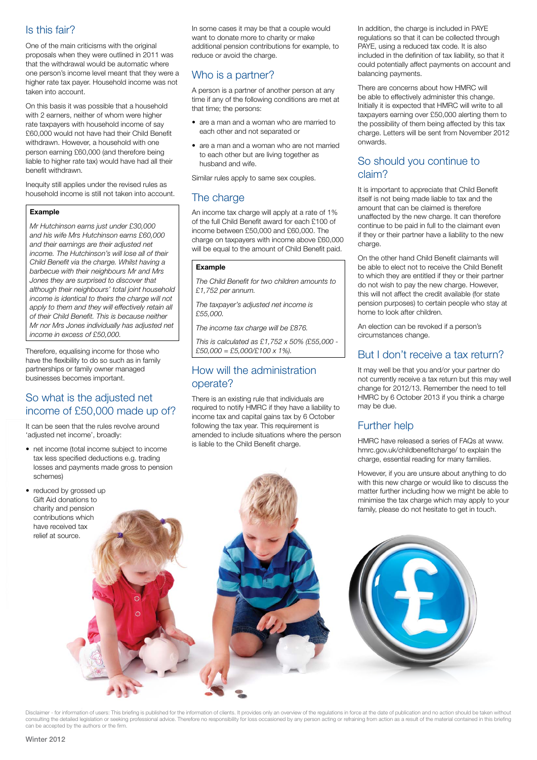## Is this fair?

One of the main criticisms with the original proposals when they were outlined in 2011 was that the withdrawal would be automatic where one person's income level meant that they were a higher rate tax payer. Household income was not taken into account.

On this basis it was possible that a household with 2 earners, neither of whom were higher rate taxpayers with household income of say £60,000 would not have had their Child Benefit withdrawn. However, a household with one person earning £60,000 (and therefore being liable to higher rate tax) would have had all their benefit withdrawn.

Inequity still applies under the revised rules as household income is still not taken into account.

> **Example**
>
> *Mr Hutchinson earns just under £30,000 and his wife Mrs Hutchinson earns £60,000 and their earnings are their adjusted net income. The Hutchinson's will lose all of their Child Benefit via the charge. Whilst having a barbecue with their neighbours Mr and Mrs Jones they are surprised to discover that although their neighbours' total joint household income is identical to theirs the charge will not apply to them and they will effectively retain all of their Child Benefit. This is because neither Mr nor Mrs Jones individually has adjusted net income in excess of £50,000.*

Therefore, equalising income for those who have the flexibility to do so such as in family partnerships or family owner managed businesses becomes important.

## So what is the adjusted net income of £50,000 made up of?

It can be seen that the rules revolve around 'adjusted net income', broadly:

- net income (total income subject to income tax less specified deductions e.g. trading losses and payments made gross to pension schemes)
- reduced by grossed up Gift Aid donations to charity and pension contributions which have received tax relief at source.

In some cases it may be that a couple would want to donate more to charity or make additional pension contributions for example, to reduce or avoid the charge.

## Who is a partner?

A person is a partner of another person at any time if any of the following conditions are met at that time; the persons:

- are a man and a woman who are married to each other and not separated or
- are a man and a woman who are not married to each other but are living together as husband and wife.

Similar rules apply to same sex couples.

## The charge

An income tax charge will apply at a rate of 1% of the full Child Benefit award for each £100 of income between £50,000 and £60,000. The charge on taxpayers with income above £60,000 will be equal to the amount of Child Benefit paid.

> **Example**
>
> *The Child Benefit for two children amounts to £1,752 per annum.*
>
> *The taxpayer's adjusted net income is £55,000.*
>
> *The income tax charge will be £876.*
>
> *This is calculated as £1,752 x 50% (£55,000 - £50,000 = £5,000/£100 x 1%).*

## How will the administration operate?

There is an existing rule that individuals are required to notify HMRC if they have a liability to income tax and capital gains tax by 6 October following the tax year. This requirement is amended to include situations where the person is liable to the Child Benefit charge.

In addition, the charge is included in PAYE regulations so that it can be collected through PAYE, using a reduced tax code. It is also included in the definition of tax liability, so that it could potentially affect payments on account and balancing payments.

There are concerns about how HMRC will be able to effectively administer this change. Initially it is expected that HMRC will write to all taxpayers earning over £50,000 alerting them to the possibility of them being affected by this tax charge. Letters will be sent from November 2012 onwards.

## So should you continue to claim?

It is important to appreciate that Child Benefit itself is not being made liable to tax and the amount that can be claimed is therefore unaffected by the new charge. It can therefore continue to be paid in full to the claimant even if they or their partner have a liability to the new charge.

On the other hand Child Benefit claimants will be able to elect not to receive the Child Benefit to which they are entitled if they or their partner do not wish to pay the new charge. However, this will not affect the credit available (for state pension purposes) to certain people who stay at home to look after children.

An election can be revoked if a person's circumstances change.

## But I don't receive a tax return?

It may well be that you and/or your partner do not currently receive a tax return but this may well change for 2012/13. Remember the need to tell HMRC by 6 October 2013 if you think a charge may be due.

## Further help

HMRC have released a series of FAQs at www.hmrc.gov.uk/childbenefitcharge/ to explain the charge, essential reading for many families.

However, if you are unsure about anything to do with this new charge or would like to discuss the matter further including how we might be able to minimise the tax charge which may apply to your family, please do not hesitate to get in touch.

Disclaimer - for information of users: This briefing is published for the information of clients. It provides only an overview of the regulations in force at the date of publication and no action should be taken without consulting the detailed legislation or seeking professional advice. Therefore no responsibility for loss occasioned by any person acting or refraining from action as a result of the material contained in this briefing can be accepted by the authors or the firm.

Winter 2012